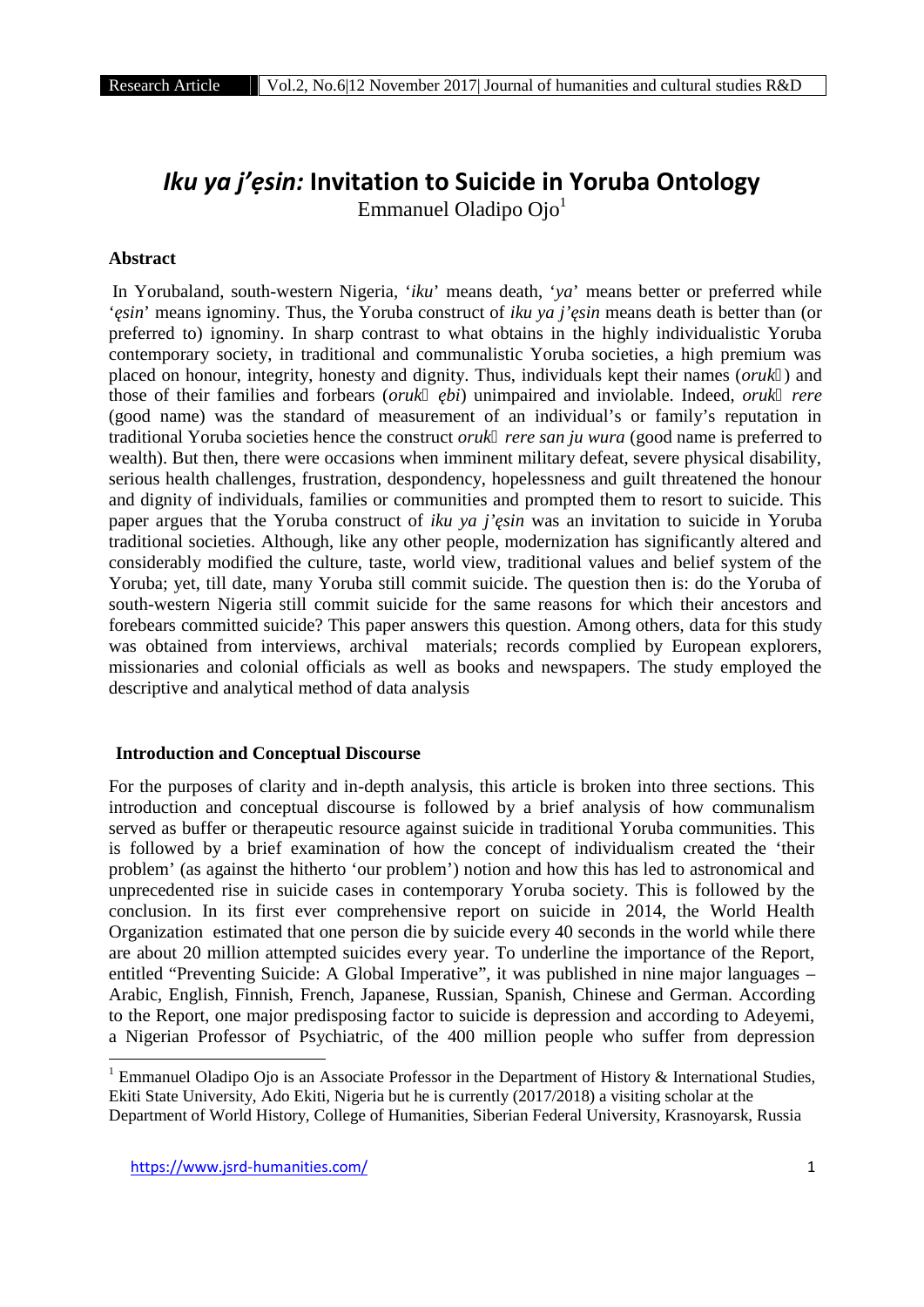# *Iku ya j'ẹsin:* Invitation to Suicide in Yoruba Ontology

Emmanuel Oladipo Ojo[1]

### Abstract

In Yorubaland, south-western Nigeria, '*iku*' means death, '*ya*' means better or preferred while '*ẹsin*' means ignominy. Thus, the Yoruba construct of *iku ya j'ẹsin* means death is better than (or preferred to) ignominy. In sharp contrast to what obtains in the highly individualistic Yoruba contemporary society, in traditional and communalistic Yoruba societies, a high premium was placed on honour, integrity, honesty and dignity. Thus, individuals kept their names (*orukọ*) and those of their families and forbears (*orukọ ẹbi*) unimpaired and inviolable. Indeed, *orukọ rere* (good name) was the standard of measurement of an individual's or family's reputation in traditional Yoruba societies hence the construct *orukọ rere san ju wura* (good name is preferred to wealth). But then, there were occasions when imminent military defeat, severe physical disability, serious health challenges, frustration, despondency, hopelessness and guilt threatened the honour and dignity of individuals, families or communities and prompted them to resort to suicide. This paper argues that the Yoruba construct of *iku ya j'ẹsin* was an invitation to suicide in Yoruba traditional societies. Although, like any other people, modernization has significantly altered and considerably modified the culture, taste, world view, traditional values and belief system of the Yoruba; yet, till date, many Yoruba still commit suicide. The question then is: do the Yoruba of south-western Nigeria still commit suicide for the same reasons for which their ancestors and forebears committed suicide? This paper answers this question. Among others, data for this study was obtained from interviews, archival materials; records complied by European explorers, missionaries and colonial officials as well as books and newspapers. The study employed the descriptive and analytical method of data analysis

### Introduction and Conceptual Discourse

For the purposes of clarity and in-depth analysis, this article is broken into three sections. This introduction and conceptual discourse is followed by a brief analysis of how communalism served as buffer or therapeutic resource against suicide in traditional Yoruba communities. This is followed by a brief examination of how the concept of individualism created the 'their problem' (as against the hitherto 'our problem') notion and how this has led to astronomical and unprecedented rise in suicide cases in contemporary Yoruba society. This is followed by the conclusion. In its first ever comprehensive report on suicide in 2014, the World Health Organization estimated that one person die by suicide every 40 seconds in the world while there are about 20 million attempted suicides every year. To underline the importance of the Report, entitled "Preventing Suicide: A Global Imperative", it was published in nine major languages – Arabic, English, Finnish, French, Japanese, Russian, Spanish, Chinese and German. According to the Report, one major predisposing factor to suicide is depression and according to Adeyemi, a Nigerian Professor of Psychiatric, of the 400 million people who suffer from depression

---

[1] Emmanuel Oladipo Ojo is an Associate Professor in the Department of History & International Studies, Ekiti State University, Ado Ekiti, Nigeria but he is currently (2017/2018) a visiting scholar at the Department of World History, College of Humanities, Siberian Federal University, Krasnoyarsk, Russia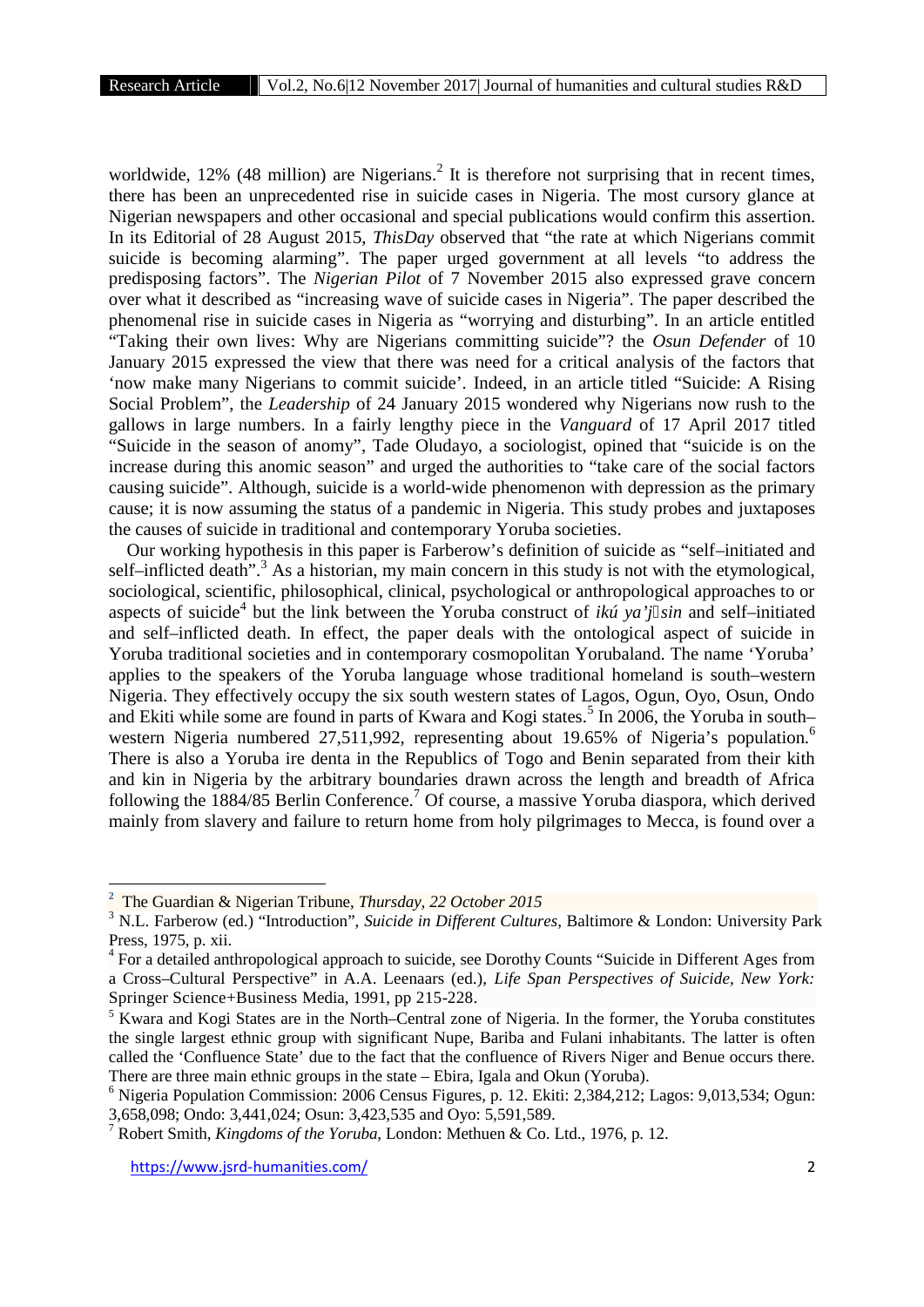worldwide, 12% (48 million) are Nigerians.[2] It is therefore not surprising that in recent times, there has been an unprecedented rise in suicide cases in Nigeria. The most cursory glance at Nigerian newspapers and other occasional and special publications would confirm this assertion. In its Editorial of 28 August 2015, *ThisDay* observed that "the rate at which Nigerians commit suicide is becoming alarming". The paper urged government at all levels "to address the predisposing factors". The *Nigerian Pilot* of 7 November 2015 also expressed grave concern over what it described as "increasing wave of suicide cases in Nigeria". The paper described the phenomenal rise in suicide cases in Nigeria as "worrying and disturbing". In an article entitled "Taking their own lives: Why are Nigerians committing suicide"? the *Osun Defender* of 10 January 2015 expressed the view that there was need for a critical analysis of the factors that 'now make many Nigerians to commit suicide'. Indeed, in an article titled "Suicide: A Rising Social Problem", the *Leadership* of 24 January 2015 wondered why Nigerians now rush to the gallows in large numbers. In a fairly lengthy piece in the *Vanguard* of 17 April 2017 titled "Suicide in the season of anomy", Tade Oludayo, a sociologist, opined that "suicide is on the increase during this anomic season" and urged the authorities to "take care of the social factors causing suicide". Although, suicide is a world-wide phenomenon with depression as the primary cause; it is now assuming the status of a pandemic in Nigeria. This study probes and juxtaposes the causes of suicide in traditional and contemporary Yoruba societies.

Our working hypothesis in this paper is Farberow's definition of suicide as "self–initiated and self–inflicted death".[3] As a historian, my main concern in this study is not with the etymological, sociological, scientific, philosophical, clinical, psychological or anthropological approaches to or aspects of suicide[4] but the link between the Yoruba construct of *ikú ya'jẹsin* and self–initiated and self–inflicted death. In effect, the paper deals with the ontological aspect of suicide in Yoruba traditional societies and in contemporary cosmopolitan Yorubaland. The name 'Yoruba' applies to the speakers of the Yoruba language whose traditional homeland is south–western Nigeria. They effectively occupy the six south western states of Lagos, Ogun, Oyo, Osun, Ondo and Ekiti while some are found in parts of Kwara and Kogi states.[5] In 2006, the Yoruba in south–western Nigeria numbered 27,511,992, representing about 19.65% of Nigeria's population.[6] There is also a Yoruba ire denta in the Republics of Togo and Benin separated from their kith and kin in Nigeria by the arbitrary boundaries drawn across the length and breadth of Africa following the 1884/85 Berlin Conference.[7] Of course, a massive Yoruba diaspora, which derived mainly from slavery and failure to return home from holy pilgrimages to Mecca, is found over a

---

[2] The Guardian & Nigerian Tribune, *Thursday, 22 October 2015*

[3] N.L. Farberow (ed.) "Introduction", *Suicide in Different Cultures*, Baltimore & London: University Park Press, 1975, p. xii.

[4] For a detailed anthropological approach to suicide, see Dorothy Counts "Suicide in Different Ages from a Cross–Cultural Perspective" in A.A. Leenaars (ed.), *Life Span Perspectives of Suicide, New York:* Springer Science+Business Media, 1991, pp 215-228.

[5] Kwara and Kogi States are in the North–Central zone of Nigeria. In the former, the Yoruba constitutes the single largest ethnic group with significant Nupe, Bariba and Fulani inhabitants. The latter is often called the 'Confluence State' due to the fact that the confluence of Rivers Niger and Benue occurs there. There are three main ethnic groups in the state – Ebira, Igala and Okun (Yoruba).

[6] Nigeria Population Commission: 2006 Census Figures, p. 12. Ekiti: 2,384,212; Lagos: 9,013,534; Ogun: 3,658,098; Ondo: 3,441,024; Osun: 3,423,535 and Oyo: 5,591,589.

[7] Robert Smith, *Kingdoms of the Yoruba*, London: Methuen & Co. Ltd., 1976, p. 12.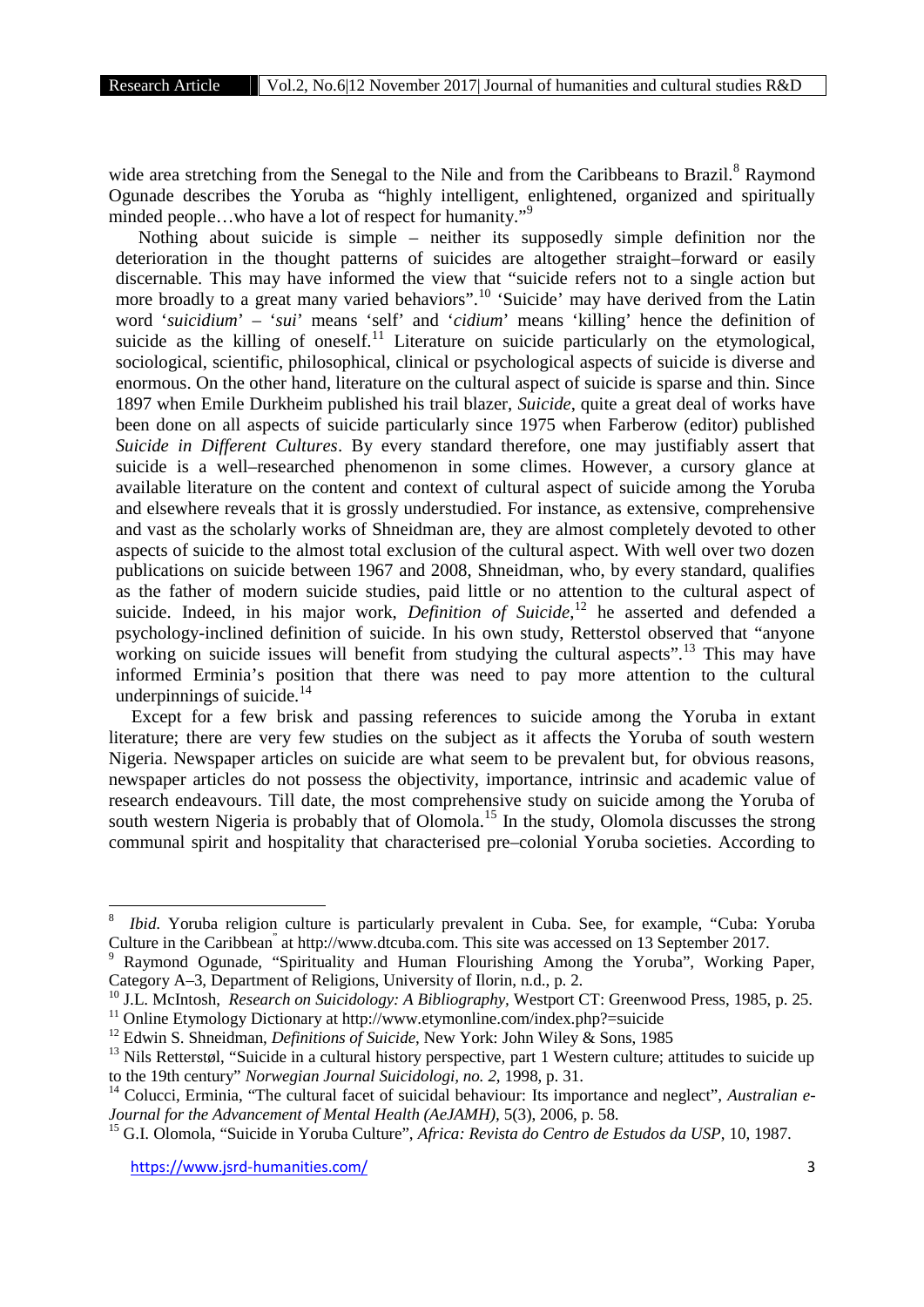wide area stretching from the Senegal to the Nile and from the Caribbeans to Brazil.[8] Raymond Ogunade describes the Yoruba as "highly intelligent, enlightened, organized and spiritually minded people…who have a lot of respect for humanity."[9]

Nothing about suicide is simple – neither its supposedly simple definition nor the deterioration in the thought patterns of suicides are altogether straight–forward or easily discernable. This may have informed the view that "suicide refers not to a single action but more broadly to a great many varied behaviors".[10] 'Suicide' may have derived from the Latin word '*suicidium*' – '*sui*' means 'self' and '*cidium*' means 'killing' hence the definition of suicide as the killing of oneself.[11] Literature on suicide particularly on the etymological, sociological, scientific, philosophical, clinical or psychological aspects of suicide is diverse and enormous. On the other hand, literature on the cultural aspect of suicide is sparse and thin. Since 1897 when Emile Durkheim published his trail blazer, *Suicide*, quite a great deal of works have been done on all aspects of suicide particularly since 1975 when Farberow (editor) published *Suicide in Different Cultures*. By every standard therefore, one may justifiably assert that suicide is a well–researched phenomenon in some climes. However, a cursory glance at available literature on the content and context of cultural aspect of suicide among the Yoruba and elsewhere reveals that it is grossly understudied. For instance, as extensive, comprehensive and vast as the scholarly works of Shneidman are, they are almost completely devoted to other aspects of suicide to the almost total exclusion of the cultural aspect. With well over two dozen publications on suicide between 1967 and 2008, Shneidman, who, by every standard, qualifies as the father of modern suicide studies, paid little or no attention to the cultural aspect of suicide. Indeed, in his major work, *Definition of Suicide*,[12] he asserted and defended a psychology-inclined definition of suicide. In his own study, Retterstol observed that "anyone working on suicide issues will benefit from studying the cultural aspects".[13] This may have informed Erminia's position that there was need to pay more attention to the cultural underpinnings of suicide.[14]

Except for a few brisk and passing references to suicide among the Yoruba in extant literature; there are very few studies on the subject as it affects the Yoruba of south western Nigeria. Newspaper articles on suicide are what seem to be prevalent but, for obvious reasons, newspaper articles do not possess the objectivity, importance, intrinsic and academic value of research endeavours. Till date, the most comprehensive study on suicide among the Yoruba of south western Nigeria is probably that of Olomola.[15] In the study, Olomola discusses the strong communal spirit and hospitality that characterised pre–colonial Yoruba societies. According to

---

[8] *Ibid.* Yoruba religion culture is particularly prevalent in Cuba. See, for example, "Cuba: Yoruba Culture in the Caribbean" at http://www.dtcuba.com. This site was accessed on 13 September 2017.

[9] Raymond Ogunade, "Spirituality and Human Flourishing Among the Yoruba", Working Paper, Category A–3, Department of Religions, University of Ilorin, n.d., p. 2.

[10] J.L. McIntosh, *Research on Suicidology: A Bibliography*, Westport CT: Greenwood Press, 1985, p. 25.

[11] Online Etymology Dictionary at http://www.etymonline.com/index.php?=suicide

[12] Edwin S. Shneidman, *Definitions of Suicide*, New York: John Wiley & Sons, 1985

[13] Nils Retterstøl, "Suicide in a cultural history perspective, part 1 Western culture; attitudes to suicide up to the 19th century" *Norwegian Journal Suicidologi, no. 2*, 1998, p. 31.

[14] Colucci, Erminia, "The cultural facet of suicidal behaviour: Its importance and neglect", *Australian e-Journal for the Advancement of Mental Health (AeJAMH)*, 5(3), 2006, p. 58.

[15] G.I. Olomola, "Suicide in Yoruba Culture", *Africa: Revista do Centro de Estudos da USP*, 10, 1987.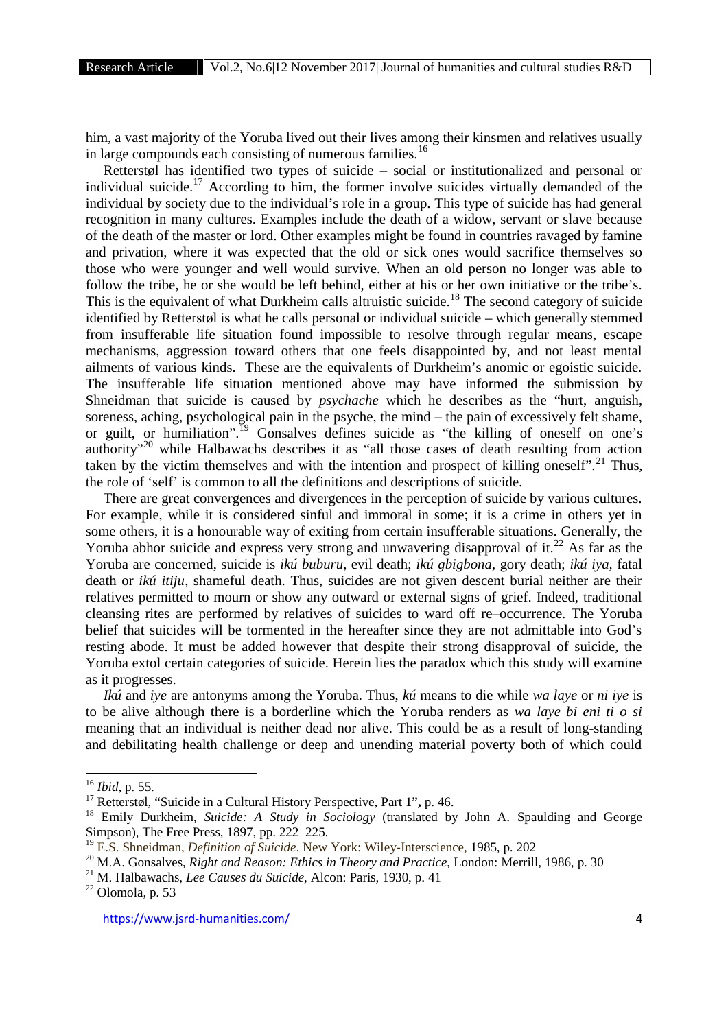him, a vast majority of the Yoruba lived out their lives among their kinsmen and relatives usually in large compounds each consisting of numerous families.[16]

Retterstøl has identified two types of suicide – social or institutionalized and personal or individual suicide.[17] According to him, the former involve suicides virtually demanded of the individual by society due to the individual's role in a group. This type of suicide has had general recognition in many cultures. Examples include the death of a widow, servant or slave because of the death of the master or lord. Other examples might be found in countries ravaged by famine and privation, where it was expected that the old or sick ones would sacrifice themselves so those who were younger and well would survive. When an old person no longer was able to follow the tribe, he or she would be left behind, either at his or her own initiative or the tribe's. This is the equivalent of what Durkheim calls altruistic suicide.[18] The second category of suicide identified by Retterstøl is what he calls personal or individual suicide – which generally stemmed from insufferable life situation found impossible to resolve through regular means, escape mechanisms, aggression toward others that one feels disappointed by, and not least mental ailments of various kinds. These are the equivalents of Durkheim's anomic or egoistic suicide. The insufferable life situation mentioned above may have informed the submission by Shneidman that suicide is caused by *psychache* which he describes as the "hurt, anguish, soreness, aching, psychological pain in the psyche, the mind – the pain of excessively felt shame, or guilt, or humiliation".[19] Gonsalves defines suicide as "the killing of oneself on one's authority"[20] while Halbawachs describes it as "all those cases of death resulting from action taken by the victim themselves and with the intention and prospect of killing oneself".[21] Thus, the role of 'self' is common to all the definitions and descriptions of suicide.

There are great convergences and divergences in the perception of suicide by various cultures. For example, while it is considered sinful and immoral in some; it is a crime in others yet in some others, it is a honourable way of exiting from certain insufferable situations. Generally, the Yoruba abhor suicide and express very strong and unwavering disapproval of it.[22] As far as the Yoruba are concerned, suicide is *ikú buburu*, evil death; *ikú gbigbona*, gory death; *ikú iya*, fatal death or *ikú itiju*, shameful death. Thus, suicides are not given descent burial neither are their relatives permitted to mourn or show any outward or external signs of grief. Indeed, traditional cleansing rites are performed by relatives of suicides to ward off re–occurrence. The Yoruba belief that suicides will be tormented in the hereafter since they are not admittable into God's resting abode. It must be added however that despite their strong disapproval of suicide, the Yoruba extol certain categories of suicide. Herein lies the paradox which this study will examine as it progresses.

*Ikú* and *iye* are antonyms among the Yoruba. Thus, *kú* means to die while *wa laye* or *ni iye* is to be alive although there is a borderline which the Yoruba renders as *wa laye bi eni ti o si* meaning that an individual is neither dead nor alive. This could be as a result of long-standing and debilitating health challenge or deep and unending material poverty both of which could

---

[16] *Ibid*, p. 55.

[17] Retterstøl, "Suicide in a Cultural History Perspective, Part 1", p. 46.

[18] Emily Durkheim, *Suicide: A Study in Sociology* (translated by John A. Spaulding and George Simpson), The Free Press, 1897, pp. 222–225.

[19] E.S. Shneidman, *Definition of Suicide*. New York: Wiley-Interscience, 1985, p. 202

[20] M.A. Gonsalves, *Right and Reason: Ethics in Theory and Practice*, London: Merrill, 1986, p. 30

[21] M. Halbawachs, *Lee Causes du Suicide*, Alcon: Paris, 1930, p. 41

[22] Olomola, p. 53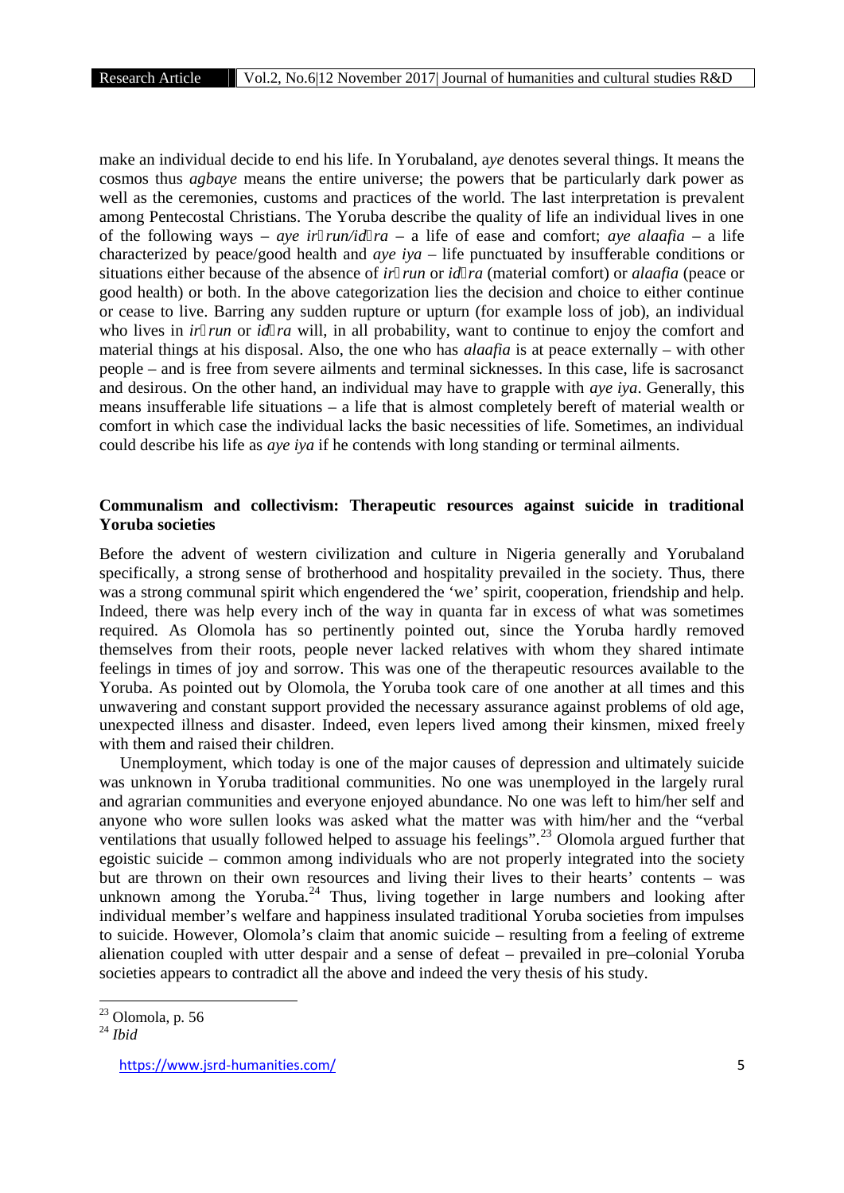make an individual decide to end his life. In Yorubaland, a*ye* denotes several things. It means the cosmos thus *agbaye* means the entire universe; the powers that be particularly dark power as well as the ceremonies, customs and practices of the world. The last interpretation is prevalent among Pentecostal Christians. The Yoruba describe the quality of life an individual lives in one of the following ways – *aye ir*run/id*ra* – a life of ease and comfort; *aye alaafia* – a life characterized by peace/good health and *aye iya* – life punctuated by insufferable conditions or situations either because of the absence of *ir*run or *id*ra (material comfort) or *alaafia* (peace or good health) or both. In the above categorization lies the decision and choice to either continue or cease to live. Barring any sudden rupture or upturn (for example loss of job), an individual who lives in *ir*run or *id*ra will, in all probability, want to continue to enjoy the comfort and material things at his disposal. Also, the one who has *alaafia* is at peace externally – with other people – and is free from severe ailments and terminal sicknesses. In this case, life is sacrosanct and desirous. On the other hand, an individual may have to grapple with *aye iya*. Generally, this means insufferable life situations – a life that is almost completely bereft of material wealth or comfort in which case the individual lacks the basic necessities of life. Sometimes, an individual could describe his life as *aye iya* if he contends with long standing or terminal ailments.

## Communalism and collectivism: Therapeutic resources against suicide in traditional Yoruba societies

Before the advent of western civilization and culture in Nigeria generally and Yorubaland specifically, a strong sense of brotherhood and hospitality prevailed in the society. Thus, there was a strong communal spirit which engendered the 'we' spirit, cooperation, friendship and help. Indeed, there was help every inch of the way in quanta far in excess of what was sometimes required. As Olomola has so pertinently pointed out, since the Yoruba hardly removed themselves from their roots, people never lacked relatives with whom they shared intimate feelings in times of joy and sorrow. This was one of the therapeutic resources available to the Yoruba. As pointed out by Olomola, the Yoruba took care of one another at all times and this unwavering and constant support provided the necessary assurance against problems of old age, unexpected illness and disaster. Indeed, even lepers lived among their kinsmen, mixed freely with them and raised their children.

Unemployment, which today is one of the major causes of depression and ultimately suicide was unknown in Yoruba traditional communities. No one was unemployed in the largely rural and agrarian communities and everyone enjoyed abundance. No one was left to him/her self and anyone who wore sullen looks was asked what the matter was with him/her and the "verbal ventilations that usually followed helped to assuage his feelings".[23] Olomola argued further that egoistic suicide – common among individuals who are not properly integrated into the society but are thrown on their own resources and living their lives to their hearts' contents – was unknown among the Yoruba.[24] Thus, living together in large numbers and looking after individual member's welfare and happiness insulated traditional Yoruba societies from impulses to suicide. However, Olomola's claim that anomic suicide – resulting from a feeling of extreme alienation coupled with utter despair and a sense of defeat – prevailed in pre–colonial Yoruba societies appears to contradict all the above and indeed the very thesis of his study.

---

[23] Olomola, p. 56

[24] *Ibid*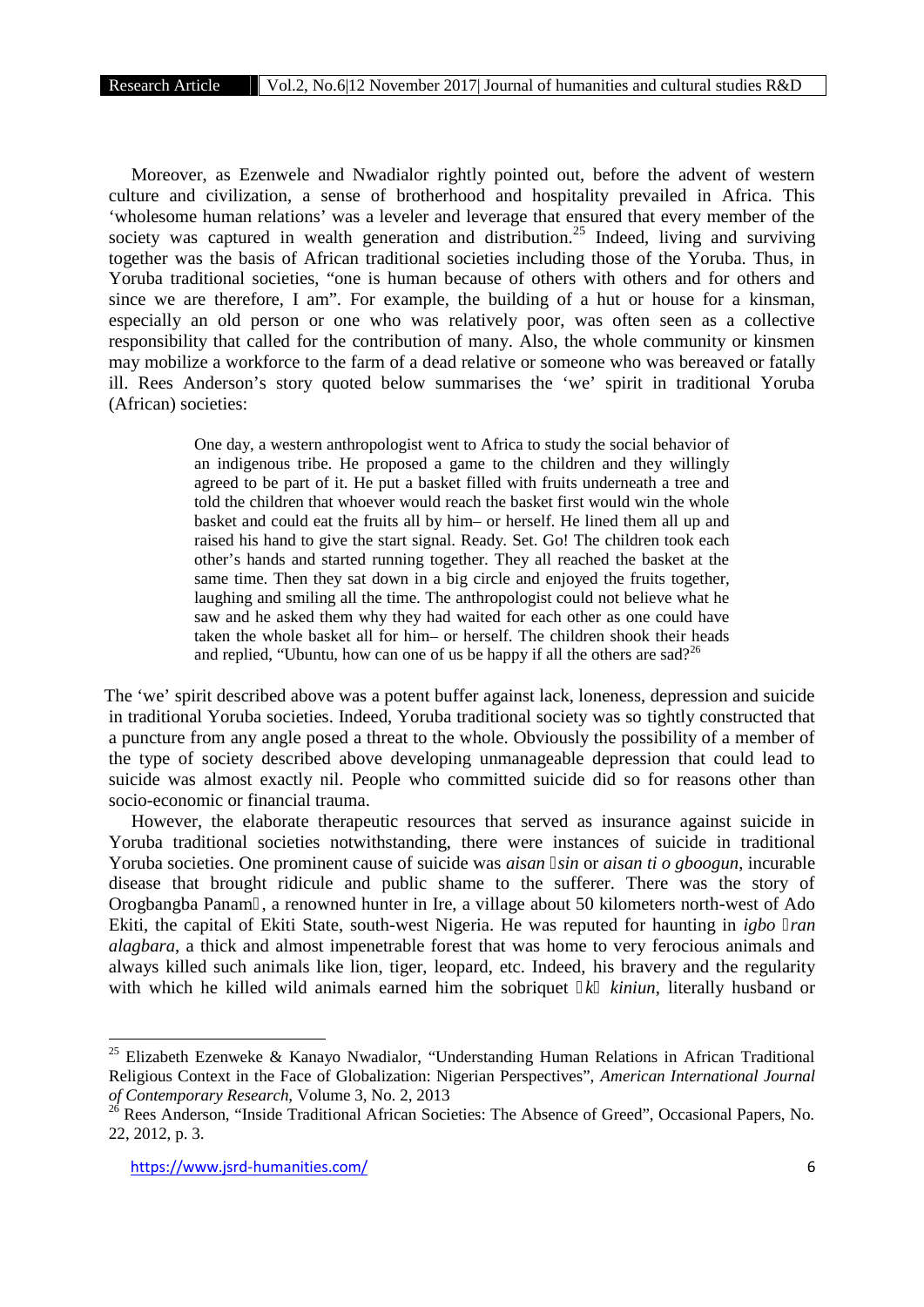Moreover, as Ezenwele and Nwadialor rightly pointed out, before the advent of western culture and civilization, a sense of brotherhood and hospitality prevailed in Africa. This 'wholesome human relations' was a leveler and leverage that ensured that every member of the society was captured in wealth generation and distribution.[25] Indeed, living and surviving together was the basis of African traditional societies including those of the Yoruba. Thus, in Yoruba traditional societies, "one is human because of others with others and for others and since we are therefore, I am". For example, the building of a hut or house for a kinsman, especially an old person or one who was relatively poor, was often seen as a collective responsibility that called for the contribution of many. Also, the whole community or kinsmen may mobilize a workforce to the farm of a dead relative or someone who was bereaved or fatally ill. Rees Anderson's story quoted below summarises the 'we' spirit in traditional Yoruba (African) societies:

> One day, a western anthropologist went to Africa to study the social behavior of an indigenous tribe. He proposed a game to the children and they willingly agreed to be part of it. He put a basket filled with fruits underneath a tree and told the children that whoever would reach the basket first would win the whole basket and could eat the fruits all by him– or herself. He lined them all up and raised his hand to give the start signal. Ready. Set. Go! The children took each other's hands and started running together. They all reached the basket at the same time. Then they sat down in a big circle and enjoyed the fruits together, laughing and smiling all the time. The anthropologist could not believe what he saw and he asked them why they had waited for each other as one could have taken the whole basket all for him– or herself. The children shook their heads and replied, "Ubuntu, how can one of us be happy if all the others are sad?[26]

The 'we' spirit described above was a potent buffer against lack, loneness, depression and suicide in traditional Yoruba societies. Indeed, Yoruba traditional society was so tightly constructed that a puncture from any angle posed a threat to the whole. Obviously the possibility of a member of the type of society described above developing unmanageable depression that could lead to suicide was almost exactly nil. People who committed suicide did so for reasons other than socio-economic or financial trauma.

However, the elaborate therapeutic resources that served as insurance against suicide in Yoruba traditional societies notwithstanding, there were instances of suicide in traditional Yoruba societies. One prominent cause of suicide was *aisan* *sin* or *aisan ti o gboogun*, incurable disease that brought ridicule and public shame to the sufferer. There was the story of Orogbangba Panam, a renowned hunter in Ire, a village about 50 kilometers north-west of Ado Ekiti, the capital of Ekiti State, south-west Nigeria. He was reputed for haunting in *igbo ran alagbara*, a thick and almost impenetrable forest that was home to very ferocious animals and always killed such animals like lion, tiger, leopard, etc. Indeed, his bravery and the regularity with which he killed wild animals earned him the sobriquet *k kiniun*, literally husband or

---

[25] Elizabeth Ezenweke & Kanayo Nwadialor, "Understanding Human Relations in African Traditional Religious Context in the Face of Globalization: Nigerian Perspectives", *American International Journal of Contemporary Research*, Volume 3, No. 2, 2013

[26] Rees Anderson, "Inside Traditional African Societies: The Absence of Greed", Occasional Papers, No. 22, 2012, p. 3.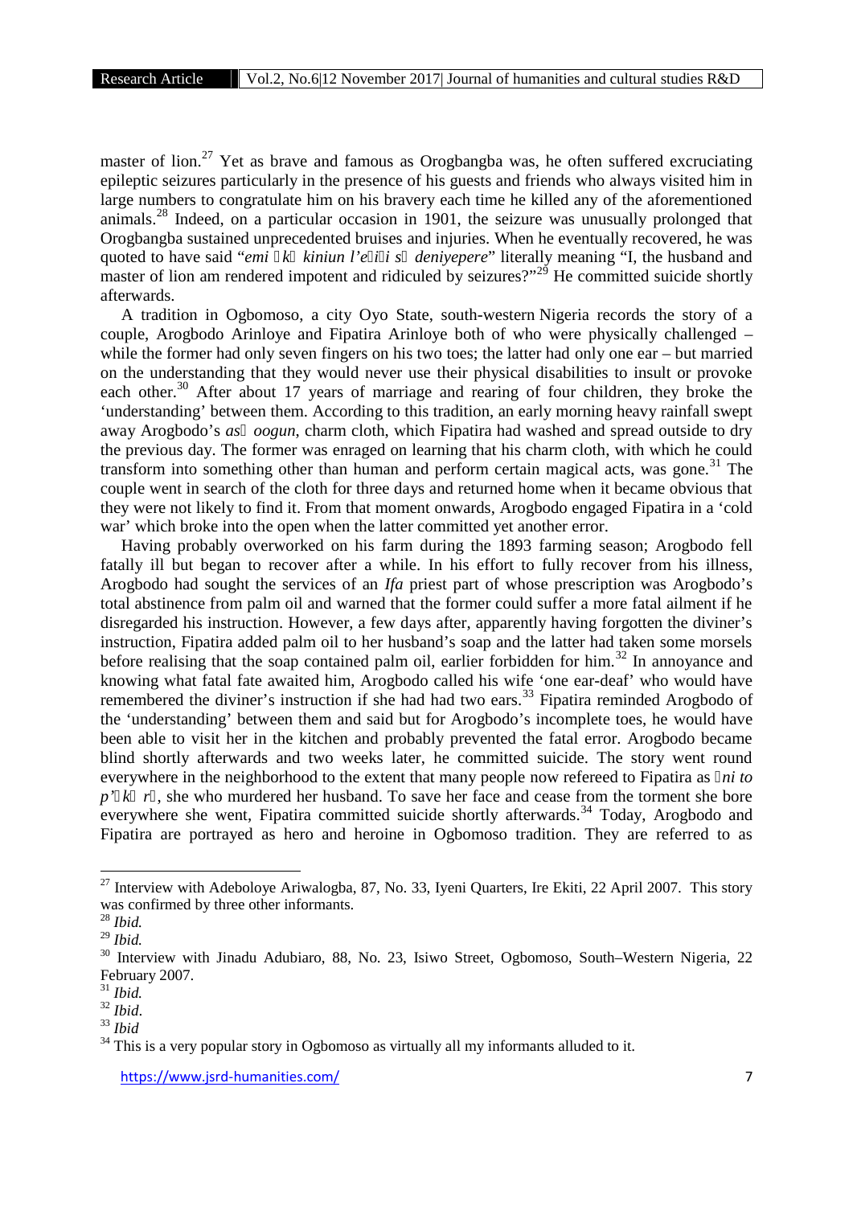master of lion.[27] Yet as brave and famous as Orogbangba was, he often suffered excruciating epileptic seizures particularly in the presence of his guests and friends who always visited him in large numbers to congratulate him on his bravery each time he killed any of the aforementioned animals.[28] Indeed, on a particular occasion in 1901, the seizure was unusually prolonged that Orogbangba sustained unprecedented bruises and injuries. When he eventually recovered, he was quoted to have said "*emi* *k* *kiniun l'e i i s* *deniyepere*" literally meaning "I, the husband and master of lion am rendered impotent and ridiculed by seizures?"[29] He committed suicide shortly afterwards.

A tradition in Ogbomoso, a city Oyo State, south-western Nigeria records the story of a couple, Arogbodo Arinloye and Fipatira Arinloye both of who were physically challenged – while the former had only seven fingers on his two toes; the latter had only one ear – but married on the understanding that they would never use their physical disabilities to insult or provoke each other.[30] After about 17 years of marriage and rearing of four children, they broke the 'understanding' between them. According to this tradition, an early morning heavy rainfall swept away Arogbodo's *as* *oogun*, charm cloth, which Fipatira had washed and spread outside to dry the previous day. The former was enraged on learning that his charm cloth, with which he could transform into something other than human and perform certain magical acts, was gone.[31] The couple went in search of the cloth for three days and returned home when it became obvious that they were not likely to find it. From that moment onwards, Arogbodo engaged Fipatira in a 'cold war' which broke into the open when the latter committed yet another error.

Having probably overworked on his farm during the 1893 farming season; Arogbodo fell fatally ill but began to recover after a while. In his effort to fully recover from his illness, Arogbodo had sought the services of an *Ifa* priest part of whose prescription was Arogbodo's total abstinence from palm oil and warned that the former could suffer a more fatal ailment if he disregarded his instruction. However, a few days after, apparently having forgotten the diviner's instruction, Fipatira added palm oil to her husband's soap and the latter had taken some morsels before realising that the soap contained palm oil, earlier forbidden for him.[32] In annoyance and knowing what fatal fate awaited him, Arogbodo called his wife 'one ear-deaf' who would have remembered the diviner's instruction if she had had two ears.[33] Fipatira reminded Arogbodo of the 'understanding' between them and said but for Arogbodo's incomplete toes, he would have been able to visit her in the kitchen and probably prevented the fatal error. Arogbodo became blind shortly afterwards and two weeks later, he committed suicide. The story went round everywhere in the neighborhood to the extent that many people now refereed to Fipatira as *ni to p'* *k* *r*, she who murdered her husband. To save her face and cease from the torment she bore everywhere she went, Fipatira committed suicide shortly afterwards.[34] Today, Arogbodo and Fipatira are portrayed as hero and heroine in Ogbomoso tradition. They are referred to as

---

[27] Interview with Adeboloye Ariwalogba, 87, No. 33, Iyeni Quarters, Ire Ekiti, 22 April 2007. This story was confirmed by three other informants.

[28] *Ibid.*

[29] *Ibid.*

[30] Interview with Jinadu Adubiaro, 88, No. 23, Isiwo Street, Ogbomoso, South–Western Nigeria, 22 February 2007.

[31] *Ibid.*

[32] *Ibid*.

[33] *Ibid*

[34] This is a very popular story in Ogbomoso as virtually all my informants alluded to it.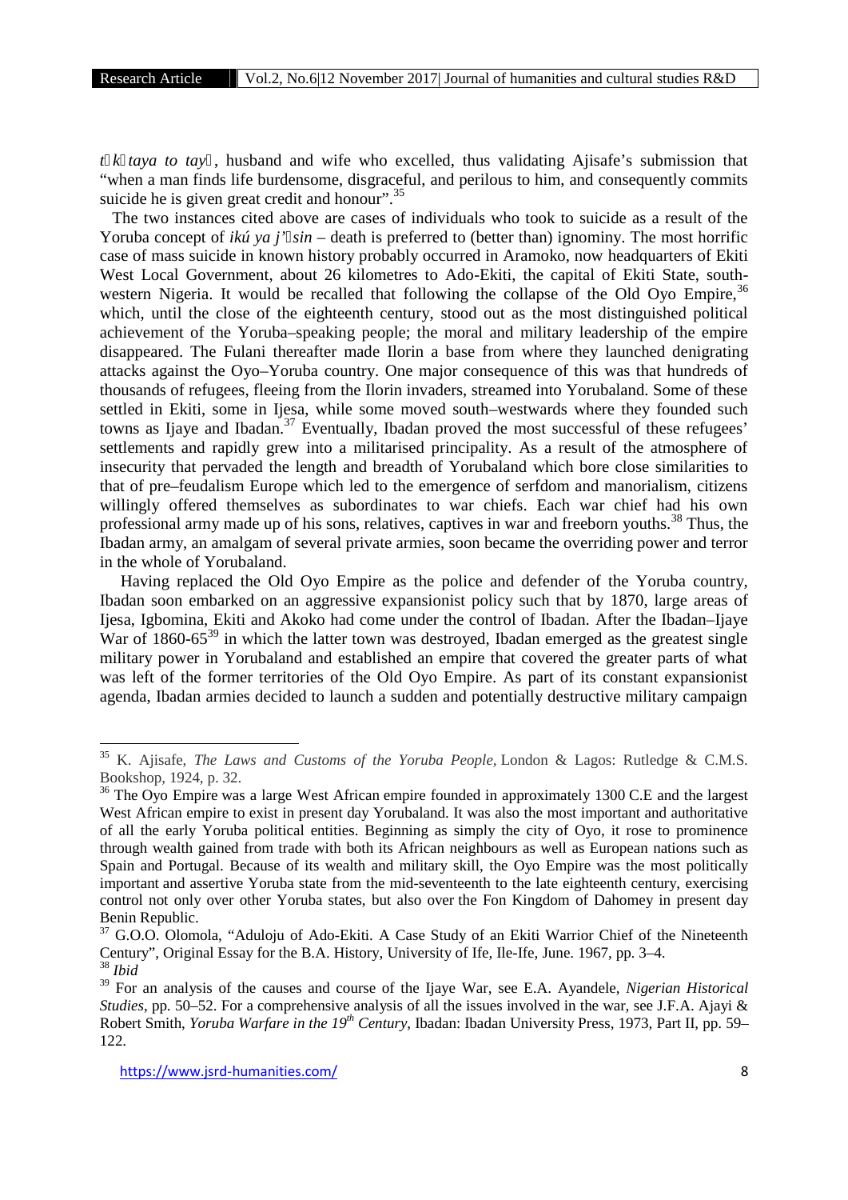*t k taya to tay* , husband and wife who excelled, thus validating Ajisafe's submission that "when a man finds life burdensome, disgraceful, and perilous to him, and consequently commits suicide he is given great credit and honour".[35]

The two instances cited above are cases of individuals who took to suicide as a result of the Yoruba concept of *ikú ya j' sin* – death is preferred to (better than) ignominy. The most horrific case of mass suicide in known history probably occurred in Aramoko, now headquarters of Ekiti West Local Government, about 26 kilometres to Ado-Ekiti, the capital of Ekiti State, south-western Nigeria. It would be recalled that following the collapse of the Old Oyo Empire,[36] which, until the close of the eighteenth century, stood out as the most distinguished political achievement of the Yoruba–speaking people; the moral and military leadership of the empire disappeared. The Fulani thereafter made Ilorin a base from where they launched denigrating attacks against the Oyo–Yoruba country. One major consequence of this was that hundreds of thousands of refugees, fleeing from the Ilorin invaders, streamed into Yorubaland. Some of these settled in Ekiti, some in Ijesa, while some moved south–westwards where they founded such towns as Ijaye and Ibadan.[37] Eventually, Ibadan proved the most successful of these refugees' settlements and rapidly grew into a militarised principality. As a result of the atmosphere of insecurity that pervaded the length and breadth of Yorubaland which bore close similarities to that of pre–feudalism Europe which led to the emergence of serfdom and manorialism, citizens willingly offered themselves as subordinates to war chiefs. Each war chief had his own professional army made up of his sons, relatives, captives in war and freeborn youths.[38] Thus, the Ibadan army, an amalgam of several private armies, soon became the overriding power and terror in the whole of Yorubaland.

Having replaced the Old Oyo Empire as the police and defender of the Yoruba country, Ibadan soon embarked on an aggressive expansionist policy such that by 1870, large areas of Ijesa, Igbomina, Ekiti and Akoko had come under the control of Ibadan. After the Ibadan–Ijaye War of 1860-65[39] in which the latter town was destroyed, Ibadan emerged as the greatest single military power in Yorubaland and established an empire that covered the greater parts of what was left of the former territories of the Old Oyo Empire. As part of its constant expansionist agenda, Ibadan armies decided to launch a sudden and potentially destructive military campaign

---

[35] K. Ajisafe, *The Laws and Customs of the Yoruba People*, London & Lagos: Rutledge & C.M.S. Bookshop, 1924, p. 32.

[36] The Oyo Empire was a large West African empire founded in approximately 1300 C.E and the largest West African empire to exist in present day Yorubaland. It was also the most important and authoritative of all the early Yoruba political entities. Beginning as simply the city of Oyo, it rose to prominence through wealth gained from trade with both its African neighbours as well as European nations such as Spain and Portugal. Because of its wealth and military skill, the Oyo Empire was the most politically important and assertive Yoruba state from the mid-seventeenth to the late eighteenth century, exercising control not only over other Yoruba states, but also over the Fon Kingdom of Dahomey in present day Benin Republic.

[37] G.O.O. Olomola, "Aduloju of Ado-Ekiti. A Case Study of an Ekiti Warrior Chief of the Nineteenth Century", Original Essay for the B.A. History, University of Ife, Ile-Ife, June. 1967, pp. 3–4.

[38] *Ibid*

[39] For an analysis of the causes and course of the Ijaye War, see E.A. Ayandele, *Nigerian Historical Studies*, pp. 50–52. For a comprehensive analysis of all the issues involved in the war, see J.F.A. Ajayi & Robert Smith, *Yoruba Warfare in the 19th Century*, Ibadan: Ibadan University Press, 1973, Part II, pp. 59–122.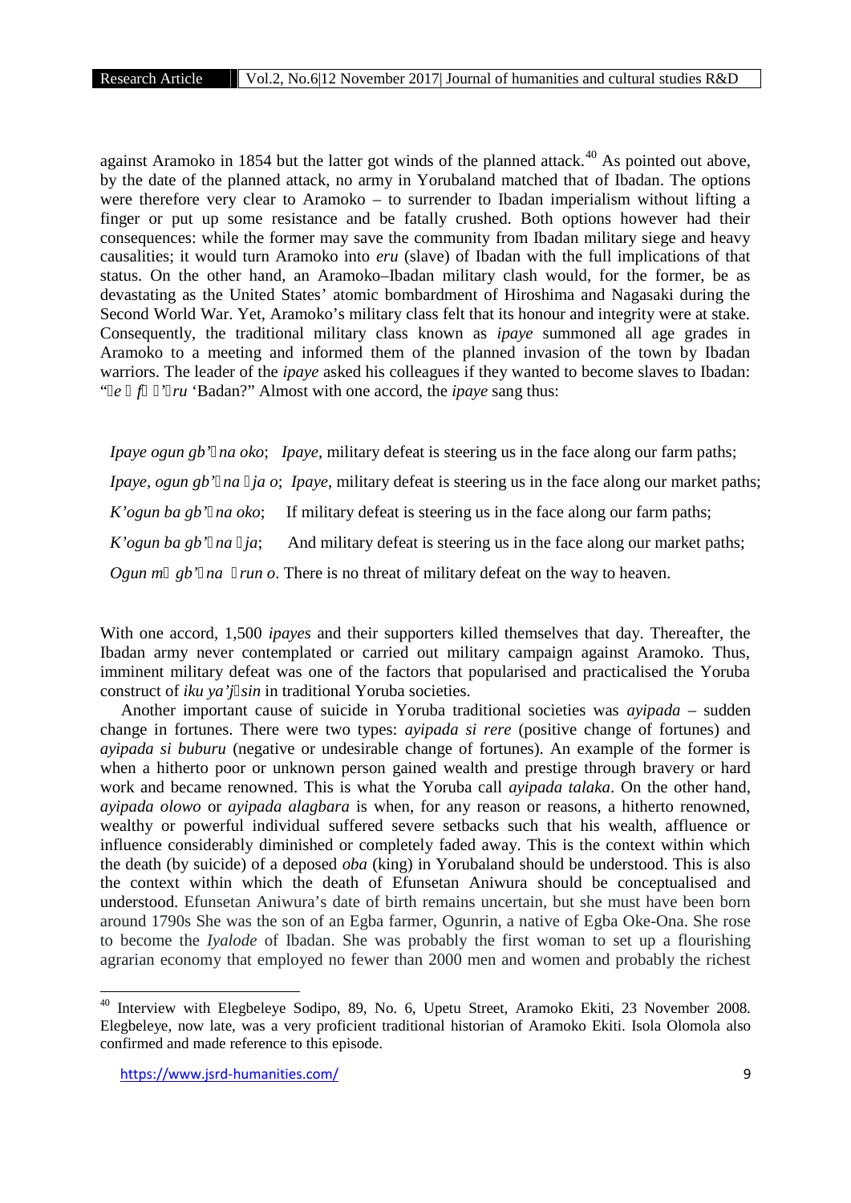against Aramoko in 1854 but the latter got winds of the planned attack.[40] As pointed out above, by the date of the planned attack, no army in Yorubaland matched that of Ibadan. The options were therefore very clear to Aramoko – to surrender to Ibadan imperialism without lifting a finger or put up some resistance and be fatally crushed. Both options however had their consequences: while the former may save the community from Ibadan military siege and heavy causalities; it would turn Aramoko into *eru* (slave) of Ibadan with the full implications of that status. On the other hand, an Aramoko–Ibadan military clash would, for the former, be as devastating as the United States' atomic bombardment of Hiroshima and Nagasaki during the Second World War. Yet, Aramoko's military class felt that its honour and integrity were at stake. Consequently, the traditional military class known as *ipaye* summoned all age grades in Aramoko to a meeting and informed them of the planned invasion of the town by Ibadan warriors. The leader of the *ipaye* asked his colleagues if they wanted to become slaves to Ibadan: "*e f 'ru* 'Badan?" Almost with one accord, the *ipaye* sang thus:

*Ipaye ogun gb'na oko*; *Ipaye*, military defeat is steering us in the face along our farm paths;

*Ipaye, ogun gb'na ja o*; *Ipaye*, military defeat is steering us in the face along our market paths;

*K'ogun ba gb'na oko*; If military defeat is steering us in the face along our farm paths;

*K'ogun ba gb'na ja*; And military defeat is steering us in the face along our market paths;

*Ogun m gb'na run o*. There is no threat of military defeat on the way to heaven.

With one accord, 1,500 *ipayes* and their supporters killed themselves that day. Thereafter, the Ibadan army never contemplated or carried out military campaign against Aramoko. Thus, imminent military defeat was one of the factors that popularised and practicalised the Yoruba construct of *iku ya'jsin* in traditional Yoruba societies.

Another important cause of suicide in Yoruba traditional societies was *ayipada* – sudden change in fortunes. There were two types: *ayipada si rere* (positive change of fortunes) and *ayipada si buburu* (negative or undesirable change of fortunes). An example of the former is when a hitherto poor or unknown person gained wealth and prestige through bravery or hard work and became renowned. This is what the Yoruba call *ayipada talaka*. On the other hand, *ayipada olowo* or *ayipada alagbara* is when, for any reason or reasons, a hitherto renowned, wealthy or powerful individual suffered severe setbacks such that his wealth, affluence or influence considerably diminished or completely faded away. This is the context within which the death (by suicide) of a deposed *oba* (king) in Yorubaland should be understood. This is also the context within which the death of Efunsetan Aniwura should be conceptualised and understood. Efunsetan Aniwura's date of birth remains uncertain, but she must have been born around 1790s She was the son of an Egba farmer, Ogunrin, a native of Egba Oke-Ona. She rose to become the *Iyalode* of Ibadan. She was probably the first woman to set up a flourishing agrarian economy that employed no fewer than 2000 men and women and probably the richest

---

[40] Interview with Elegbeleye Sodipo, 89, No. 6, Upetu Street, Aramoko Ekiti, 23 November 2008. Elegbeleye, now late, was a very proficient traditional historian of Aramoko Ekiti. Isola Olomola also confirmed and made reference to this episode.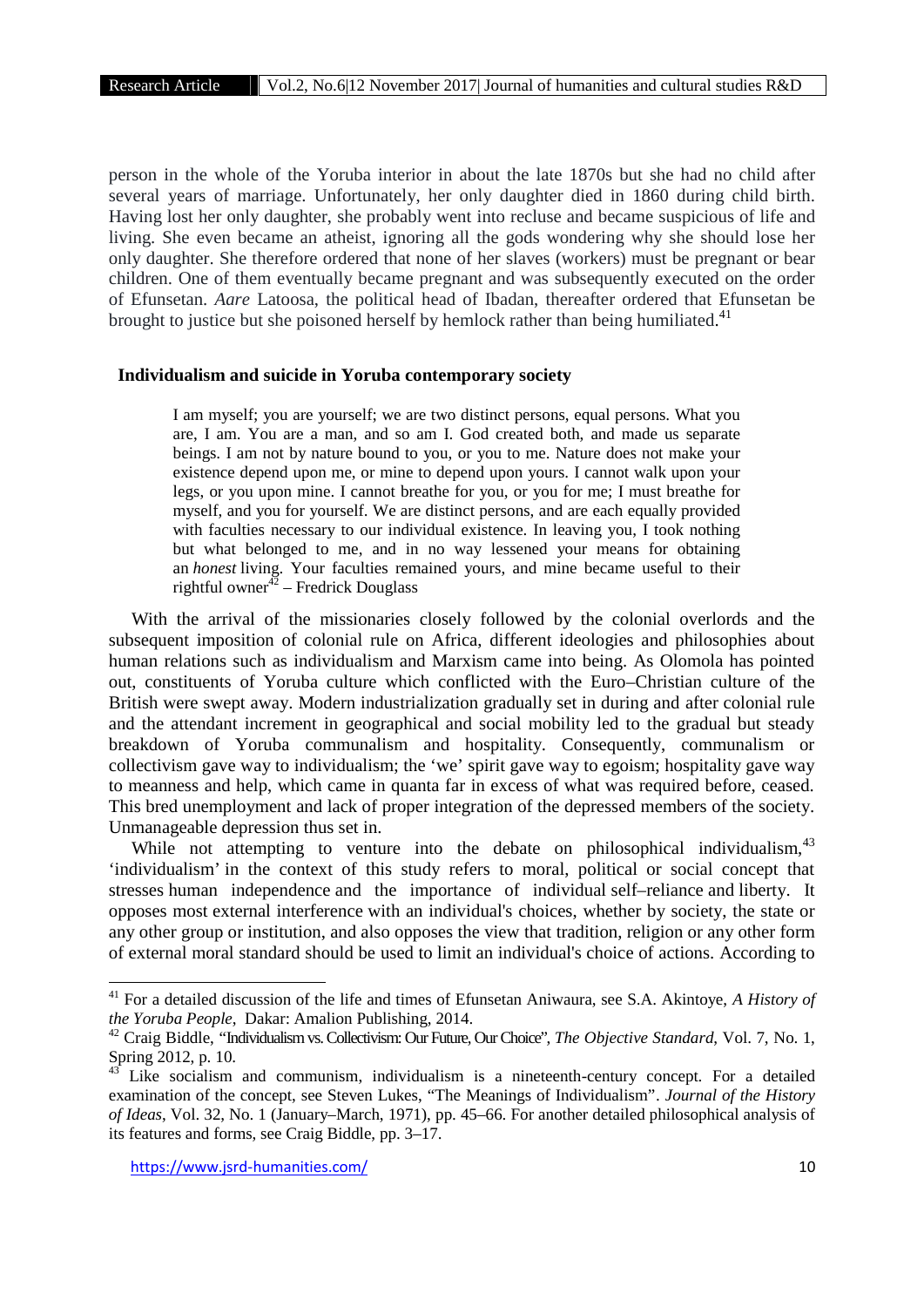person in the whole of the Yoruba interior in about the late 1870s but she had no child after several years of marriage. Unfortunately, her only daughter died in 1860 during child birth. Having lost her only daughter, she probably went into recluse and became suspicious of life and living. She even became an atheist, ignoring all the gods wondering why she should lose her only daughter. She therefore ordered that none of her slaves (workers) must be pregnant or bear children. One of them eventually became pregnant and was subsequently executed on the order of Efunsetan. *Aare* Latoosa, the political head of Ibadan, thereafter ordered that Efunsetan be brought to justice but she poisoned herself by hemlock rather than being humiliated.[41]

## Individualism and suicide in Yoruba contemporary society

> I am myself; you are yourself; we are two distinct persons, equal persons. What you are, I am. You are a man, and so am I. God created both, and made us separate beings. I am not by nature bound to you, or you to me. Nature does not make your existence depend upon me, or mine to depend upon yours. I cannot walk upon your legs, or you upon mine. I cannot breathe for you, or you for me; I must breathe for myself, and you for yourself. We are distinct persons, and are each equally provided with faculties necessary to our individual existence. In leaving you, I took nothing but what belonged to me, and in no way lessened your means for obtaining an *honest* living. Your faculties remained yours, and mine became useful to their rightful owner[42] – Fredrick Douglass

With the arrival of the missionaries closely followed by the colonial overlords and the subsequent imposition of colonial rule on Africa, different ideologies and philosophies about human relations such as individualism and Marxism came into being. As Olomola has pointed out, constituents of Yoruba culture which conflicted with the Euro–Christian culture of the British were swept away. Modern industrialization gradually set in during and after colonial rule and the attendant increment in geographical and social mobility led to the gradual but steady breakdown of Yoruba communalism and hospitality. Consequently, communalism or collectivism gave way to individualism; the 'we' spirit gave way to egoism; hospitality gave way to meanness and help, which came in quanta far in excess of what was required before, ceased. This bred unemployment and lack of proper integration of the depressed members of the society. Unmanageable depression thus set in.

While not attempting to venture into the debate on philosophical individualism,[43] 'individualism' in the context of this study refers to moral, political or social concept that stresses human independence and the importance of individual self–reliance and liberty. It opposes most external interference with an individual's choices, whether by society, the state or any other group or institution, and also opposes the view that tradition, religion or any other form of external moral standard should be used to limit an individual's choice of actions. According to

---

[41] For a detailed discussion of the life and times of Efunsetan Aniwaura, see S.A. Akintoye, *A History of the Yoruba People*, Dakar: Amalion Publishing, 2014.

[42] Craig Biddle, "Individualism vs. Collectivism: Our Future, Our Choice", *The Objective Standard*, Vol. 7, No. 1, Spring 2012, p. 10.

[43] Like socialism and communism, individualism is a nineteenth-century concept. For a detailed examination of the concept, see Steven Lukes, "The Meanings of Individualism". *Journal of the History of Ideas*, Vol. 32, No. 1 (January–March, 1971), pp. 45–66. For another detailed philosophical analysis of its features and forms, see Craig Biddle, pp. 3–17.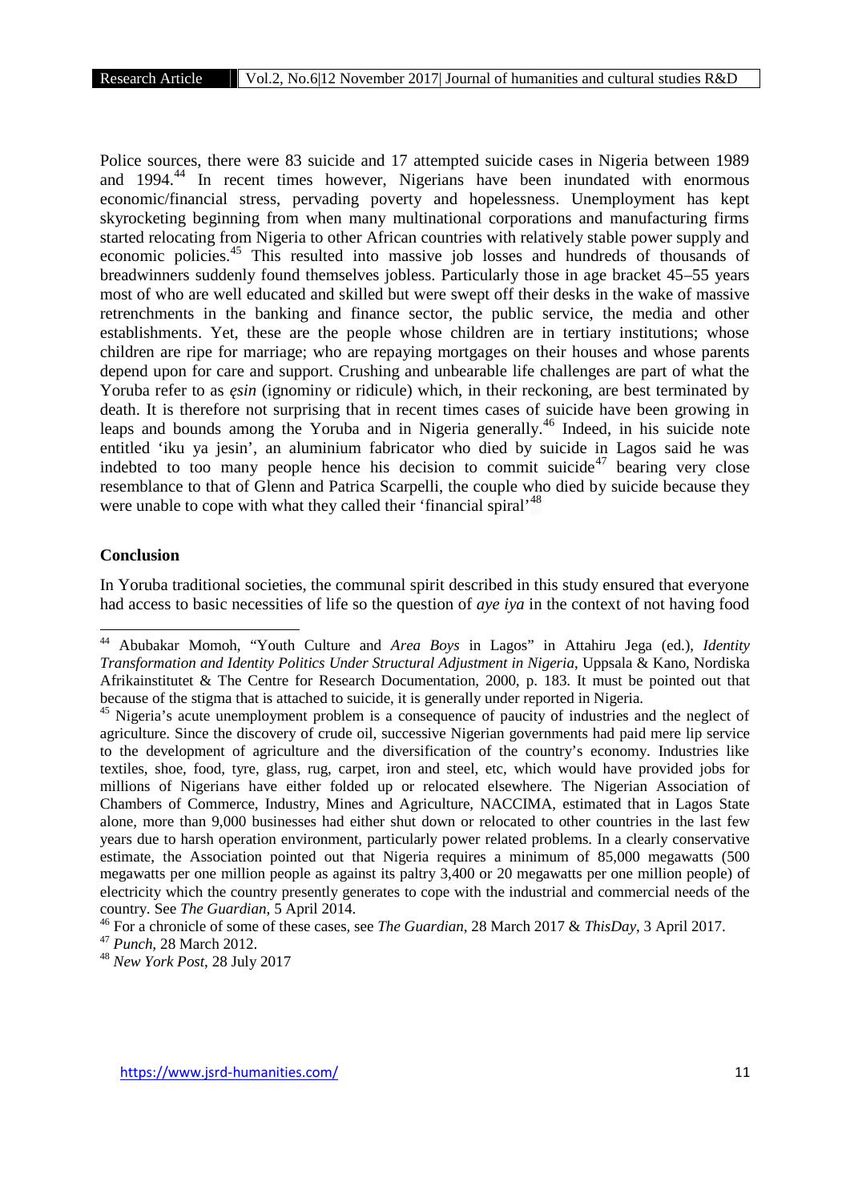Police sources, there were 83 suicide and 17 attempted suicide cases in Nigeria between 1989 and 1994.[44] In recent times however, Nigerians have been inundated with enormous economic/financial stress, pervading poverty and hopelessness. Unemployment has kept skyrocketing beginning from when many multinational corporations and manufacturing firms started relocating from Nigeria to other African countries with relatively stable power supply and economic policies.[45] This resulted into massive job losses and hundreds of thousands of breadwinners suddenly found themselves jobless. Particularly those in age bracket 45–55 years most of who are well educated and skilled but were swept off their desks in the wake of massive retrenchments in the banking and finance sector, the public service, the media and other establishments. Yet, these are the people whose children are in tertiary institutions; whose children are ripe for marriage; who are repaying mortgages on their houses and whose parents depend upon for care and support. Crushing and unbearable life challenges are part of what the Yoruba refer to as *ẹsin* (ignominy or ridicule) which, in their reckoning, are best terminated by death. It is therefore not surprising that in recent times cases of suicide have been growing in leaps and bounds among the Yoruba and in Nigeria generally.[46] Indeed, in his suicide note entitled 'iku ya jesin', an aluminium fabricator who died by suicide in Lagos said he was indebted to too many people hence his decision to commit suicide[47] bearing very close resemblance to that of Glenn and Patrica Scarpelli, the couple who died by suicide because they were unable to cope with what they called their 'financial spiral'[48]

## Conclusion

In Yoruba traditional societies, the communal spirit described in this study ensured that everyone had access to basic necessities of life so the question of *aye iya* in the context of not having food

---

[44] Abubakar Momoh, "Youth Culture and *Area Boys* in Lagos" in Attahiru Jega (ed.), *Identity Transformation and Identity Politics Under Structural Adjustment in Nigeria*, Uppsala & Kano, Nordiska Afrikainstitutet & The Centre for Research Documentation, 2000, p. 183. It must be pointed out that because of the stigma that is attached to suicide, it is generally under reported in Nigeria.

[45] Nigeria's acute unemployment problem is a consequence of paucity of industries and the neglect of agriculture. Since the discovery of crude oil, successive Nigerian governments had paid mere lip service to the development of agriculture and the diversification of the country's economy. Industries like textiles, shoe, food, tyre, glass, rug, carpet, iron and steel, etc, which would have provided jobs for millions of Nigerians have either folded up or relocated elsewhere. The Nigerian Association of Chambers of Commerce, Industry, Mines and Agriculture, NACCIMA, estimated that in Lagos State alone, more than 9,000 businesses had either shut down or relocated to other countries in the last few years due to harsh operation environment, particularly power related problems. In a clearly conservative estimate, the Association pointed out that Nigeria requires a minimum of 85,000 megawatts (500 megawatts per one million people as against its paltry 3,400 or 20 megawatts per one million people) of electricity which the country presently generates to cope with the industrial and commercial needs of the country. See *The Guardian*, 5 April 2014.

[46] For a chronicle of some of these cases, see *The Guardian*, 28 March 2017 & *ThisDay*, 3 April 2017.

[47] *Punch*, 28 March 2012.

[48] *New York Post*, 28 July 2017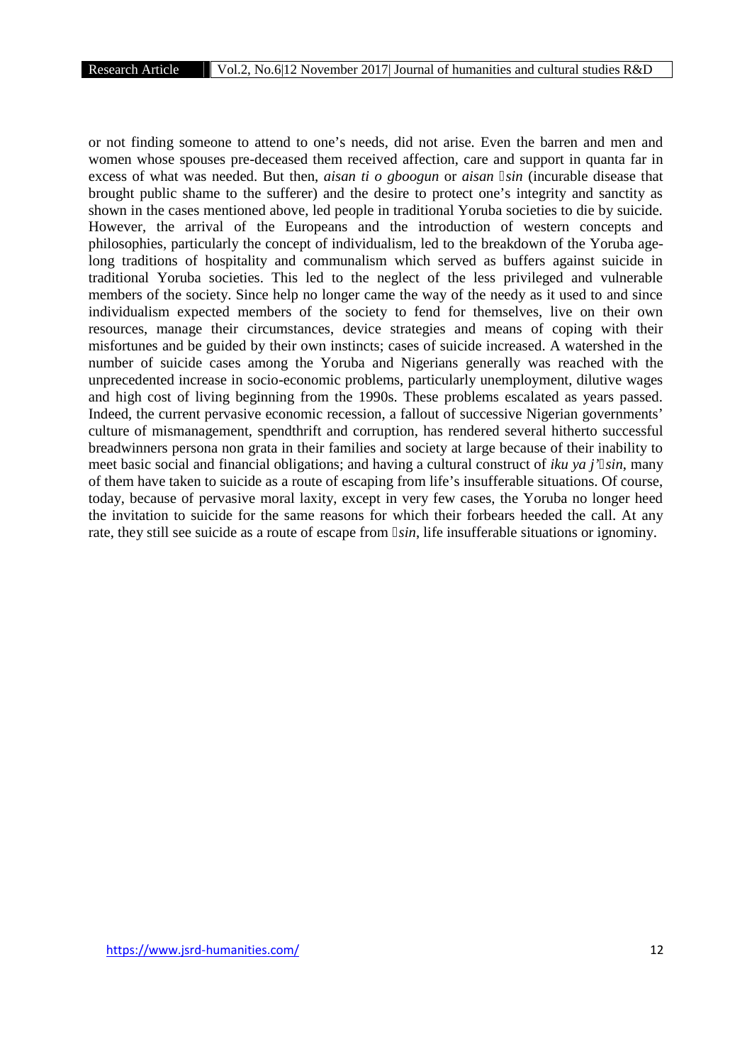or not finding someone to attend to one's needs, did not arise. Even the barren and men and women whose spouses pre-deceased them received affection, care and support in quanta far in excess of what was needed. But then, *aisan ti o gboogun* or *aisan ẹsin* (incurable disease that brought public shame to the sufferer) and the desire to protect one's integrity and sanctity as shown in the cases mentioned above, led people in traditional Yoruba societies to die by suicide. However, the arrival of the Europeans and the introduction of western concepts and philosophies, particularly the concept of individualism, led to the breakdown of the Yoruba age-long traditions of hospitality and communalism which served as buffers against suicide in traditional Yoruba societies. This led to the neglect of the less privileged and vulnerable members of the society. Since help no longer came the way of the needy as it used to and since individualism expected members of the society to fend for themselves, live on their own resources, manage their circumstances, device strategies and means of coping with their misfortunes and be guided by their own instincts; cases of suicide increased. A watershed in the number of suicide cases among the Yoruba and Nigerians generally was reached with the unprecedented increase in socio-economic problems, particularly unemployment, dilutive wages and high cost of living beginning from the 1990s. These problems escalated as years passed. Indeed, the current pervasive economic recession, a fallout of successive Nigerian governments' culture of mismanagement, spendthrift and corruption, has rendered several hitherto successful breadwinners persona non grata in their families and society at large because of their inability to meet basic social and financial obligations; and having a cultural construct of *iku ya j'ẹsin*, many of them have taken to suicide as a route of escaping from life's insufferable situations. Of course, today, because of pervasive moral laxity, except in very few cases, the Yoruba no longer heed the invitation to suicide for the same reasons for which their forbears heeded the call. At any rate, they still see suicide as a route of escape from *ẹsin*, life insufferable situations or ignominy.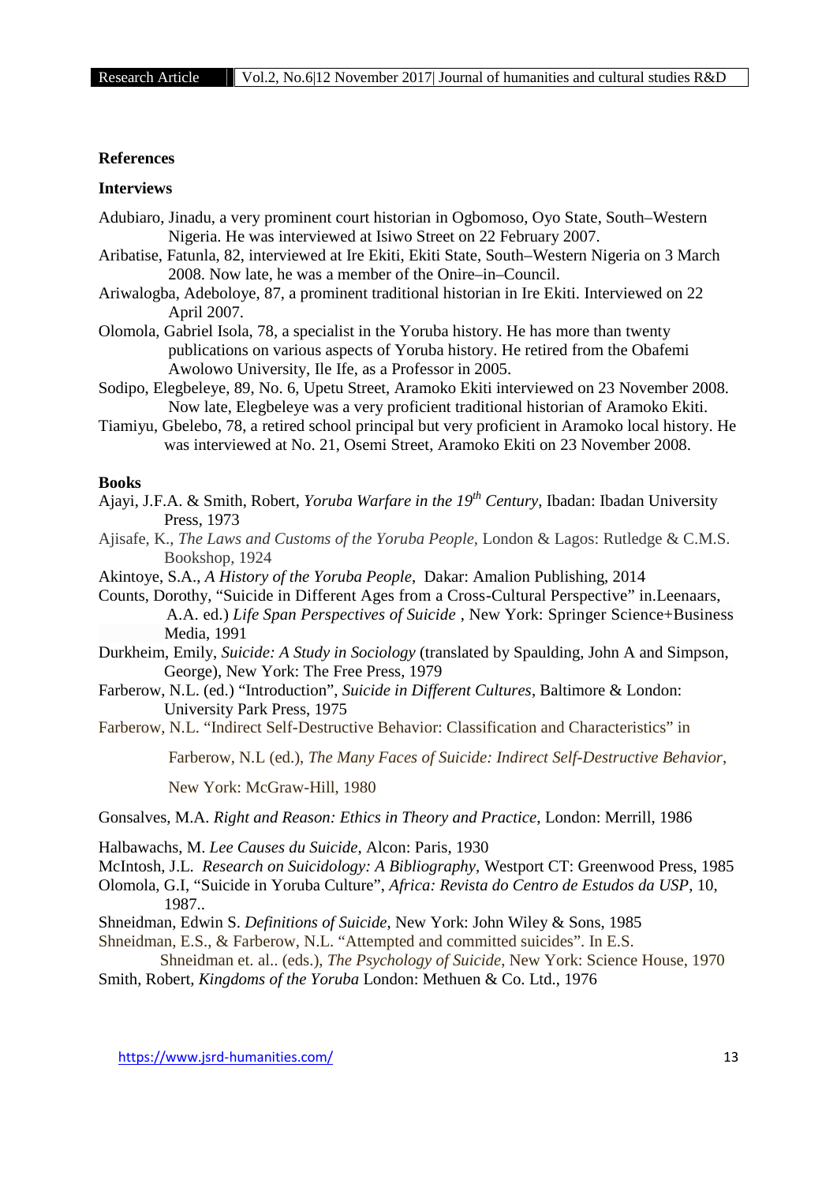## References

### Interviews

Adubiaro, Jinadu, a very prominent court historian in Ogbomoso, Oyo State, South–Western Nigeria. He was interviewed at Isiwo Street on 22 February 2007.

Aribatise, Fatunla, 82, interviewed at Ire Ekiti, Ekiti State, South–Western Nigeria on 3 March 2008. Now late, he was a member of the Onire–in–Council.

Ariwalogba, Adeboloye, 87, a prominent traditional historian in Ire Ekiti. Interviewed on 22 April 2007.

Olomola, Gabriel Isola, 78, a specialist in the Yoruba history. He has more than twenty publications on various aspects of Yoruba history. He retired from the Obafemi Awolowo University, Ile Ife, as a Professor in 2005.

Sodipo, Elegbeleye, 89, No. 6, Upetu Street, Aramoko Ekiti interviewed on 23 November 2008. Now late, Elegbeleye was a very proficient traditional historian of Aramoko Ekiti.

Tiamiyu, Gbelebo, 78, a retired school principal but very proficient in Aramoko local history. He was interviewed at No. 21, Osemi Street, Aramoko Ekiti on 23 November 2008.

### Books

Ajayi, J.F.A. & Smith, Robert, *Yoruba Warfare in the 19th Century*, Ibadan: Ibadan University Press, 1973

Ajisafe, K., *The Laws and Customs of the Yoruba People*, London & Lagos: Rutledge & C.M.S. Bookshop, 1924

Akintoye, S.A., *A History of the Yoruba People*, Dakar: Amalion Publishing, 2014

Counts, Dorothy, "Suicide in Different Ages from a Cross-Cultural Perspective" in.Leenaars, A.A. ed.) *Life Span Perspectives of Suicide* , New York: Springer Science+Business Media, 1991

Durkheim, Emily, *Suicide: A Study in Sociology* (translated by Spaulding, John A and Simpson, George), New York: The Free Press, 1979

Farberow, N.L. (ed.) "Introduction", *Suicide in Different Cultures*, Baltimore & London: University Park Press, 1975

Farberow, N.L. "Indirect Self-Destructive Behavior: Classification and Characteristics" in Farberow, N.L (ed.), *The Many Faces of Suicide: Indirect Self-Destructive Behavior*, New York: McGraw-Hill, 1980

Gonsalves, M.A. *Right and Reason: Ethics in Theory and Practice*, London: Merrill, 1986

Halbawachs, M. *Lee Causes du Suicide*, Alcon: Paris, 1930

McIntosh, J.L. *Research on Suicidology: A Bibliography*, Westport CT: Greenwood Press, 1985

Olomola, G.I, "Suicide in Yoruba Culture", *Africa: Revista do Centro de Estudos da USP*, 10, 1987..

Shneidman, Edwin S. *Definitions of Suicide*, New York: John Wiley & Sons, 1985

Shneidman, E.S., & Farberow, N.L. "Attempted and committed suicides". In E.S. Shneidman et. al.. (eds.), *The Psychology of Suicide*, New York: Science House, 1970

Smith, Robert, *Kingdoms of the Yoruba* London: Methuen & Co. Ltd., 1976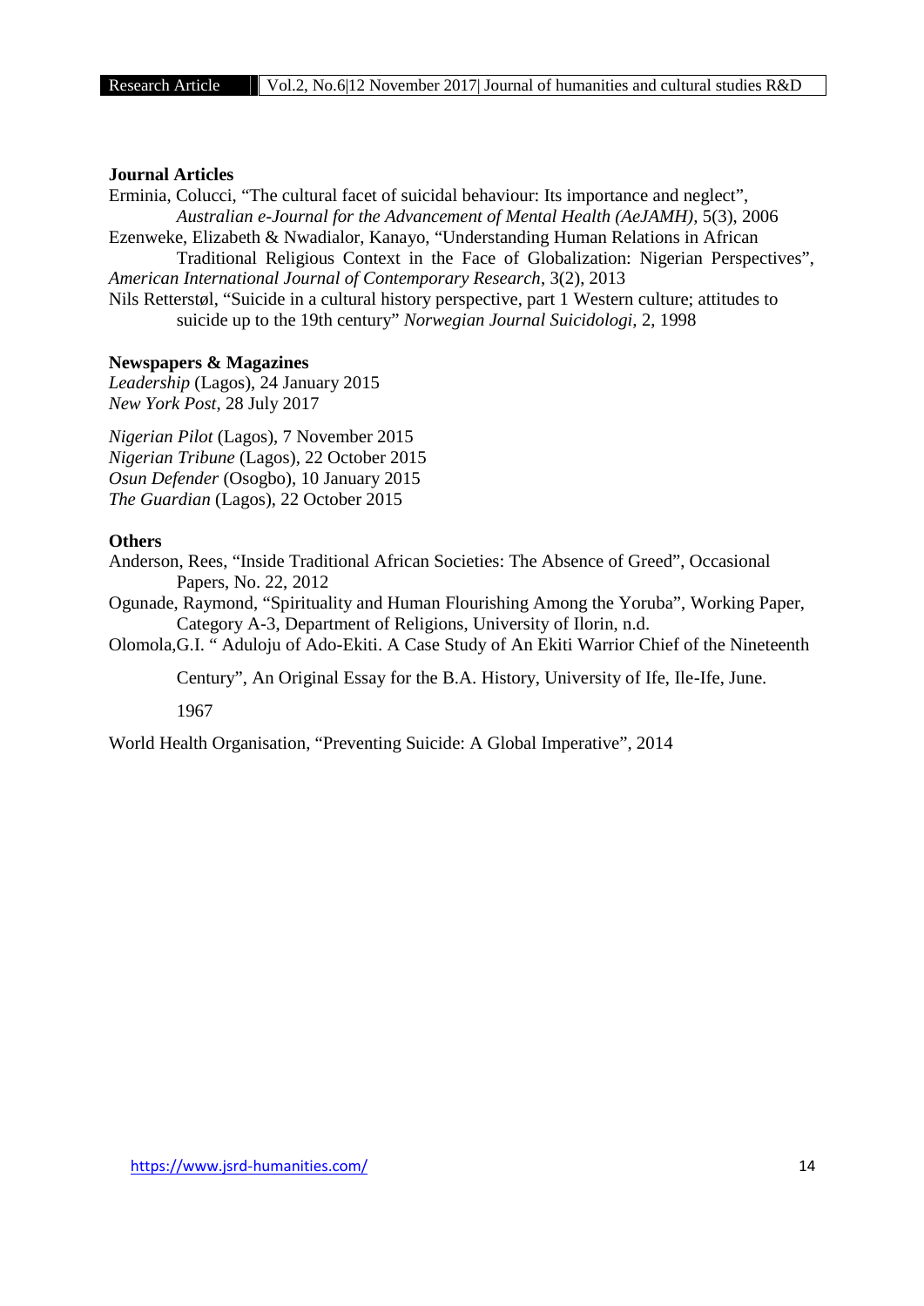**Journal Articles**

Erminia, Colucci, "The cultural facet of suicidal behaviour: Its importance and neglect", *Australian e-Journal for the Advancement of Mental Health (AeJAMH)*, 5(3), 2006

Ezenweke, Elizabeth & Nwadialor, Kanayo, "Understanding Human Relations in African Traditional Religious Context in the Face of Globalization: Nigerian Perspectives", *American International Journal of Contemporary Research*, 3(2), 2013

Nils Retterstøl, "Suicide in a cultural history perspective, part 1 Western culture; attitudes to suicide up to the 19th century" *Norwegian Journal Suicidologi,* 2, 1998

**Newspapers & Magazines**

*Leadership* (Lagos), 24 January 2015
*New York Post*, 28 July 2017

*Nigerian Pilot* (Lagos), 7 November 2015
*Nigerian Tribune* (Lagos), 22 October 2015
*Osun Defender* (Osogbo), 10 January 2015
*The Guardian* (Lagos), 22 October 2015

**Others**

Anderson, Rees, "Inside Traditional African Societies: The Absence of Greed", Occasional Papers, No. 22, 2012

Ogunade, Raymond, "Spirituality and Human Flourishing Among the Yoruba", Working Paper, Category A-3, Department of Religions, University of Ilorin, n.d.

Olomola,G.I. " Aduloju of Ado-Ekiti. A Case Study of An Ekiti Warrior Chief of the Nineteenth Century", An Original Essay for the B.A. History, University of Ife, Ile-Ife, June. 1967

World Health Organisation, "Preventing Suicide: A Global Imperative", 2014